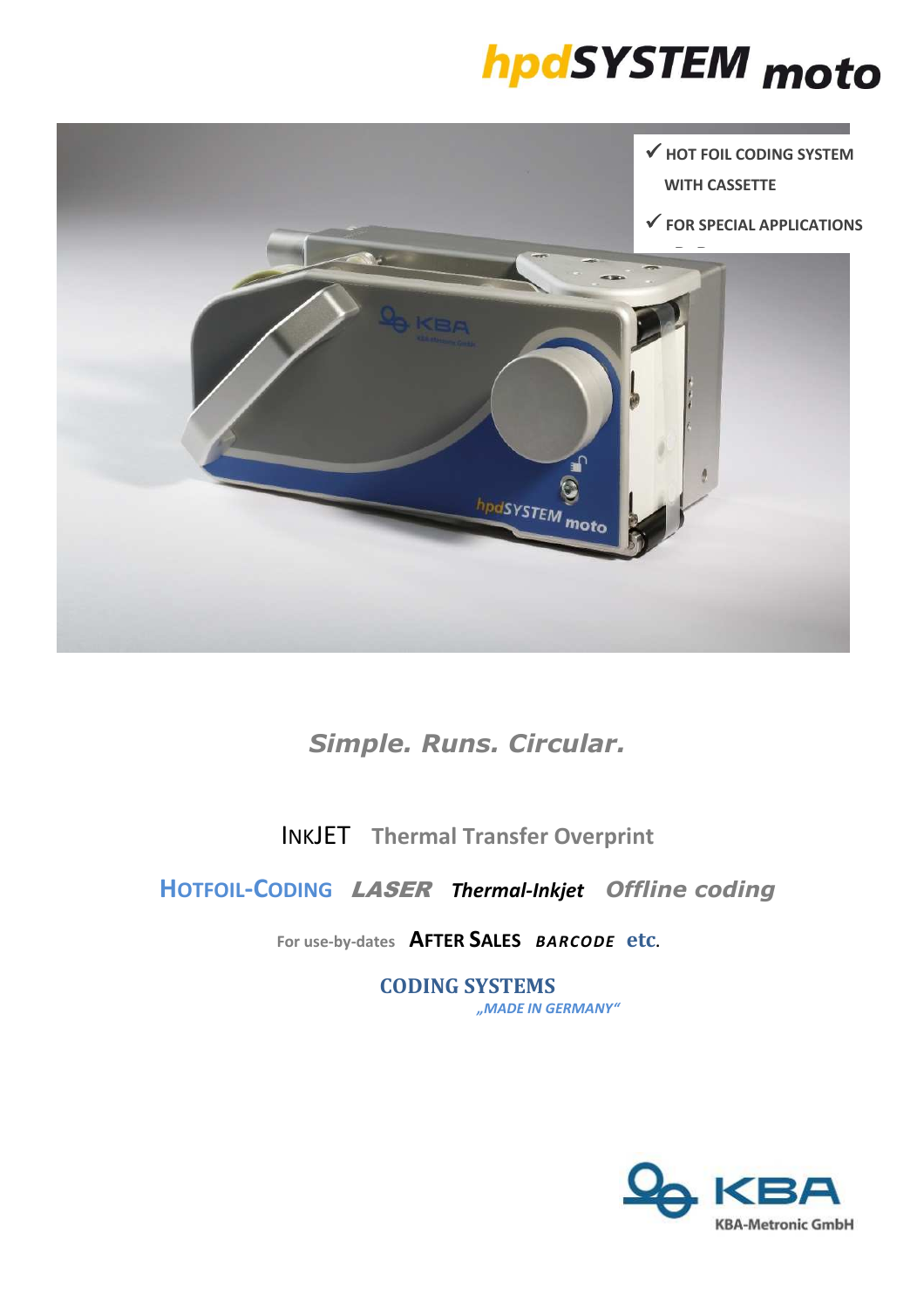# hpdSYSTEM moto

✓ HOT FOIL CODING SYSTEM WITH CASSETTE

✓ FOR SPECIAL APPLICATIONS

*Simple. Runs. Circular.*

INKJET Thermal Transfer Overprint

HOTFOIL-CODING ***LASER*** ***Thermal-Inkjet*** *Offline coding*

For use-by-dates **AFTER SALES** ***BARCODE*** **etc.**

**CODING SYSTEMS**

*„MADE IN GERMANY"*

KBA

KBA-Metronic GmbH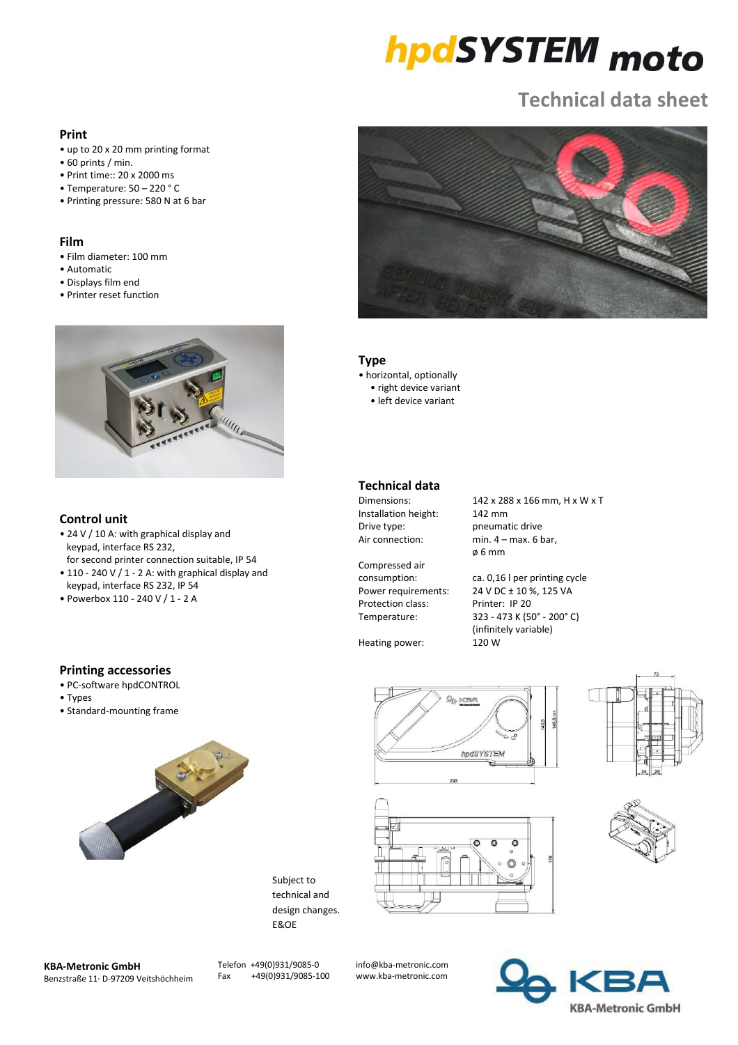# hpdSYSTEM moto

## Technical data sheet

### Print

- up to 20 x 20 mm printing format
- 60 prints / min.
- Print time:: 20 x 2000 ms
- Temperature: 50 – 220 ° C
- Printing pressure: 580 N at 6 bar

### Film

- Film diameter: 100 mm
- Automatic
- Displays film end
- Printer reset function

### Type

- horizontal, optionally
  - right device variant
  - left device variant

### Technical data

| | |
|---|---|
| Dimensions: | 142 x 288 x 166 mm, H x W x T |
| Installation height: | 142 mm |
| Drive type: | pneumatic drive |
| Air connection: | min. 4 – max. 6 bar, ø 6 mm |
| Compressed air consumption: | ca. 0,16 l per printing cycle |
| Power requirements: | 24 V DC ± 10 %, 125 VA |
| Protection class: | Printer: IP 20 |
| Temperature: | 323 - 473 K (50° - 200° C) (infinitely variable) |
| Heating power: | 120 W |

### Control unit

- 24 V / 10 A: with graphical display and keypad, interface RS 232, for second printer connection suitable, IP 54
- 110 - 240 V / 1 - 2 A: with graphical display and keypad, interface RS 232, IP 54
- Powerbox 110 - 240 V / 1 - 2 A

### Printing accessories

- PC-software hpdCONTROL
- Types
- Standard-mounting frame

Subject to technical and design changes. E&OE

**KBA-Metronic GmbH**
Benzstraße 11· D-97209 Veitshöchheim

Telefon +49(0)931/9085-0
Fax +49(0)931/9085-100

info@kba-metronic.com
www.kba-metronic.com

KBA-Metronic GmbH